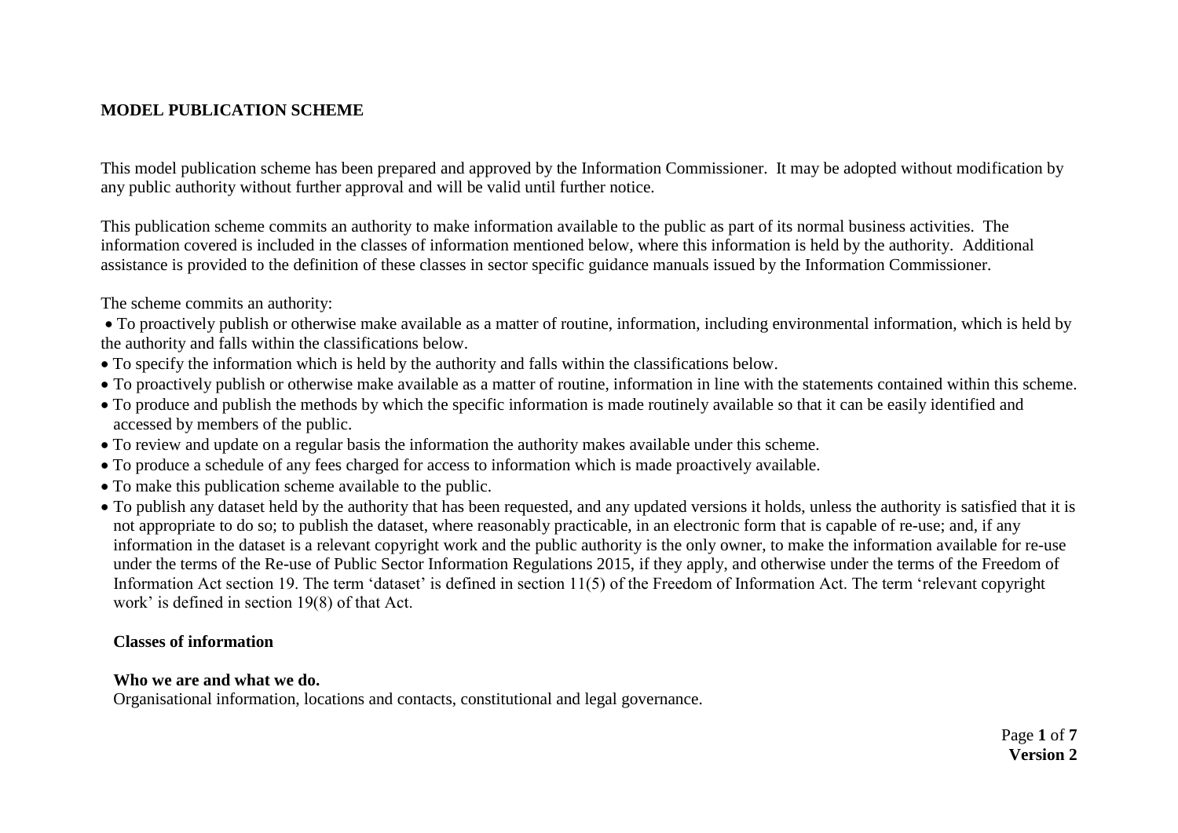# MODEL PUBLICATION SCHEME

This model publication scheme has been prepared and approved by the Information Commissioner. It may be adopted without modification by any public authority without further approval and will be valid until further notice.

This publication scheme commits an authority to make information available to the public as part of its normal business activities. The information covered is included in the classes of information mentioned below, where this information is held by the authority. Additional assistance is provided to the definition of these classes in sector specific guidance manuals issued by the Information Commissioner.

The scheme commits an authority:

- To proactively publish or otherwise make available as a matter of routine, information, including environmental information, which is held by the authority and falls within the classifications below.
- To specify the information which is held by the authority and falls within the classifications below.
- To proactively publish or otherwise make available as a matter of routine, information in line with the statements contained within this scheme.
- To produce and publish the methods by which the specific information is made routinely available so that it can be easily identified and accessed by members of the public.
- To review and update on a regular basis the information the authority makes available under this scheme.
- To produce a schedule of any fees charged for access to information which is made proactively available.
- To make this publication scheme available to the public.
- To publish any dataset held by the authority that has been requested, and any updated versions it holds, unless the authority is satisfied that it is not appropriate to do so; to publish the dataset, where reasonably practicable, in an electronic form that is capable of re-use; and, if any information in the dataset is a relevant copyright work and the public authority is the only owner, to make the information available for re-use under the terms of the Re-use of Public Sector Information Regulations 2015, if they apply, and otherwise under the terms of the Freedom of Information Act section 19. The term 'dataset' is defined in section 11(5) of the Freedom of Information Act. The term 'relevant copyright work' is defined in section 19(8) of that Act.

## Classes of information

**Who we are and what we do.**
Organisational information, locations and contacts, constitutional and legal governance.

**Version 2**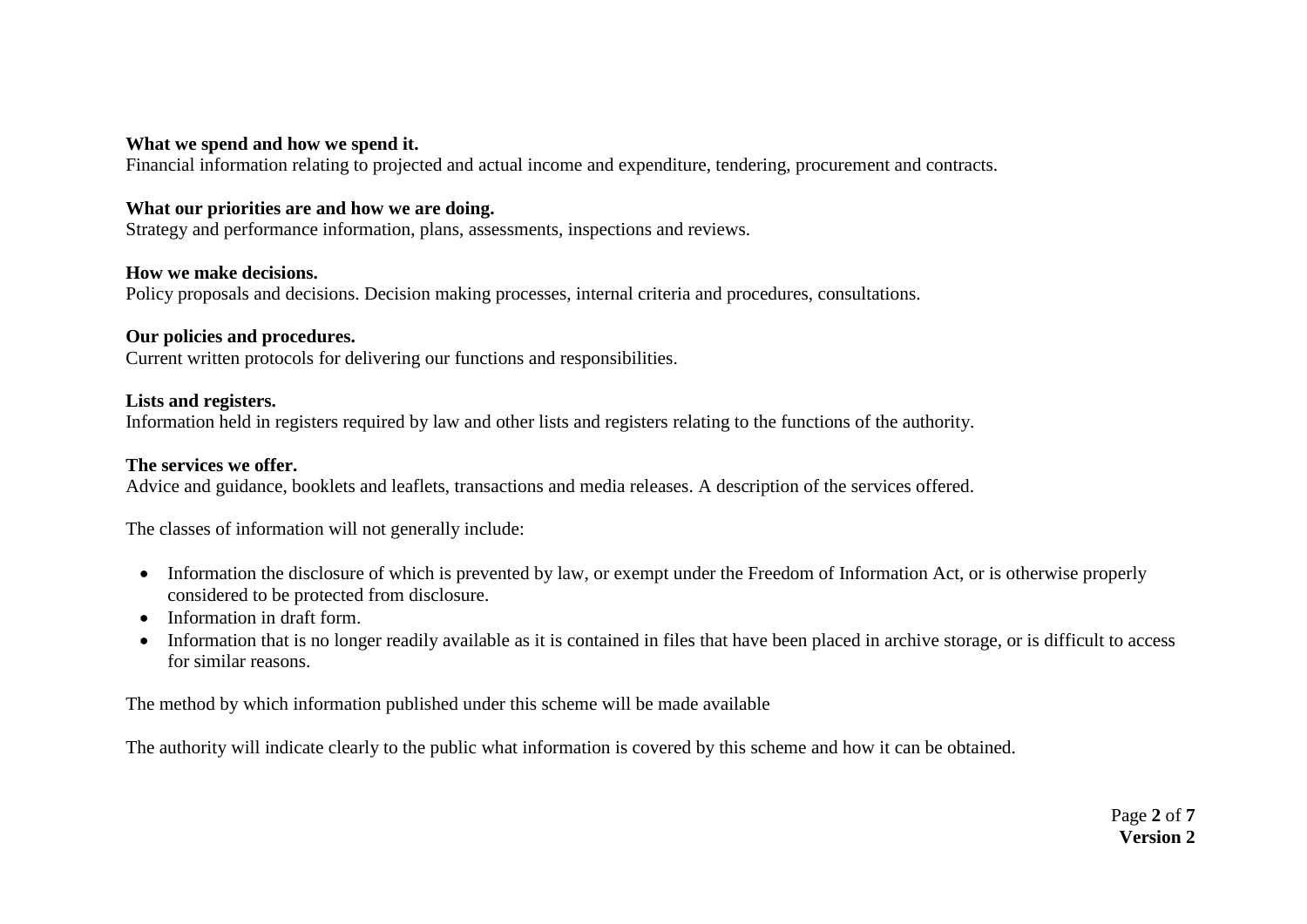**What we spend and how we spend it.**
Financial information relating to projected and actual income and expenditure, tendering, procurement and contracts.

**What our priorities are and how we are doing.**
Strategy and performance information, plans, assessments, inspections and reviews.

**How we make decisions.**
Policy proposals and decisions. Decision making processes, internal criteria and procedures, consultations.

**Our policies and procedures.**
Current written protocols for delivering our functions and responsibilities.

**Lists and registers.**
Information held in registers required by law and other lists and registers relating to the functions of the authority.

**The services we offer.**
Advice and guidance, booklets and leaflets, transactions and media releases. A description of the services offered.

The classes of information will not generally include:

- Information the disclosure of which is prevented by law, or exempt under the Freedom of Information Act, or is otherwise properly considered to be protected from disclosure.
- Information in draft form.
- Information that is no longer readily available as it is contained in files that have been placed in archive storage, or is difficult to access for similar reasons.

The method by which information published under this scheme will be made available

The authority will indicate clearly to the public what information is covered by this scheme and how it can be obtained.

**Version 2**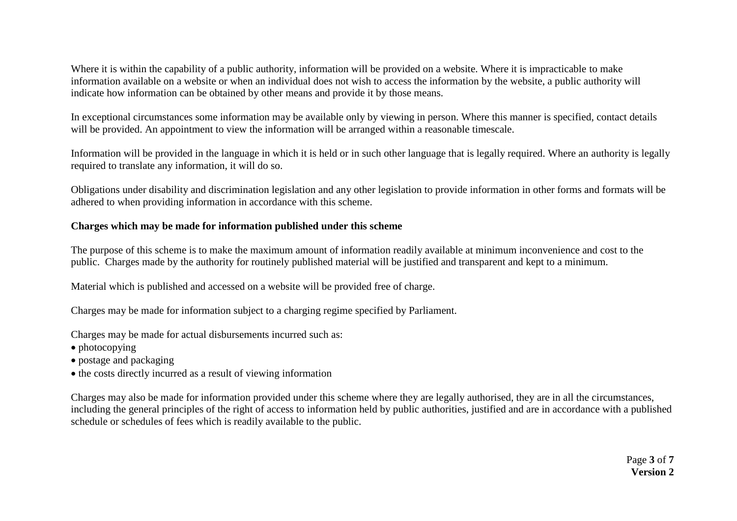Where it is within the capability of a public authority, information will be provided on a website. Where it is impracticable to make information available on a website or when an individual does not wish to access the information by the website, a public authority will indicate how information can be obtained by other means and provide it by those means.

In exceptional circumstances some information may be available only by viewing in person. Where this manner is specified, contact details will be provided. An appointment to view the information will be arranged within a reasonable timescale.

Information will be provided in the language in which it is held or in such other language that is legally required. Where an authority is legally required to translate any information, it will do so.

Obligations under disability and discrimination legislation and any other legislation to provide information in other forms and formats will be adhered to when providing information in accordance with this scheme.

**Charges which may be made for information published under this scheme**

The purpose of this scheme is to make the maximum amount of information readily available at minimum inconvenience and cost to the public. Charges made by the authority for routinely published material will be justified and transparent and kept to a minimum.

Material which is published and accessed on a website will be provided free of charge.

Charges may be made for information subject to a charging regime specified by Parliament.

Charges may be made for actual disbursements incurred such as:

- photocopying
- postage and packaging
- the costs directly incurred as a result of viewing information

Charges may also be made for information provided under this scheme where they are legally authorised, they are in all the circumstances, including the general principles of the right of access to information held by public authorities, justified and are in accordance with a published schedule or schedules of fees which is readily available to the public.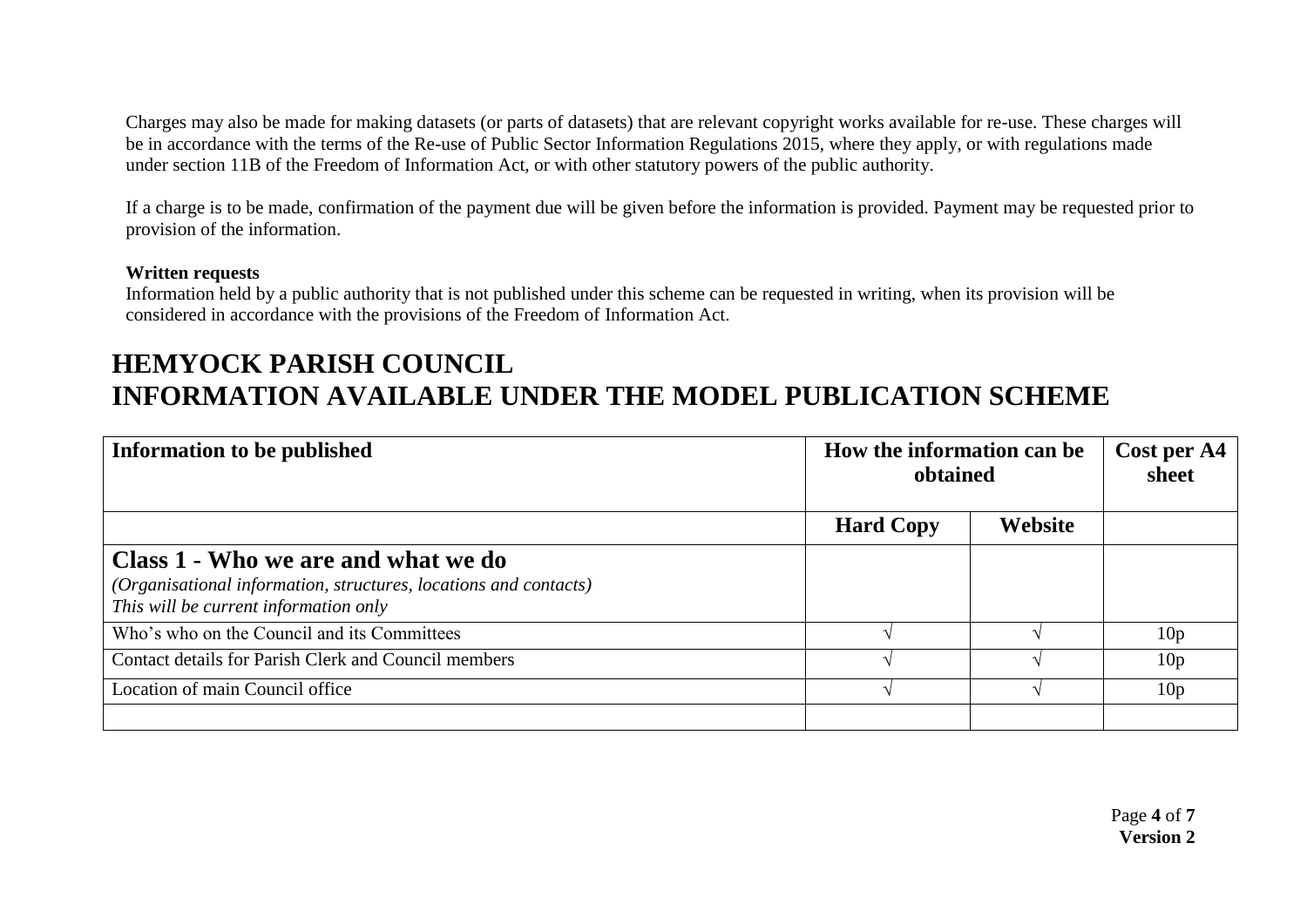Charges may also be made for making datasets (or parts of datasets) that are relevant copyright works available for re-use. These charges will be in accordance with the terms of the Re-use of Public Sector Information Regulations 2015, where they apply, or with regulations made under section 11B of the Freedom of Information Act, or with other statutory powers of the public authority.

If a charge is to be made, confirmation of the payment due will be given before the information is provided. Payment may be requested prior to provision of the information.

**Written requests**

Information held by a public authority that is not published under this scheme can be requested in writing, when its provision will be considered in accordance with the provisions of the Freedom of Information Act.

# HEMYOCK PARISH COUNCIL
# INFORMATION AVAILABLE UNDER THE MODEL PUBLICATION SCHEME

| **Information to be published** | **How the information can be obtained** | | **Cost per A4 sheet** |
|---|---|---|---|
| | **Hard Copy** | **Website** | |
| **Class 1 - Who we are and what we do**<br>*(Organisational information, structures, locations and contacts)*<br>*This will be current information only* | | | |
| Who's who on the Council and its Committees | √ | √ | 10p |
| Contact details for Parish Clerk and Council members | √ | √ | 10p |
| Location of main Council office | √ | √ | 10p |
| | | | |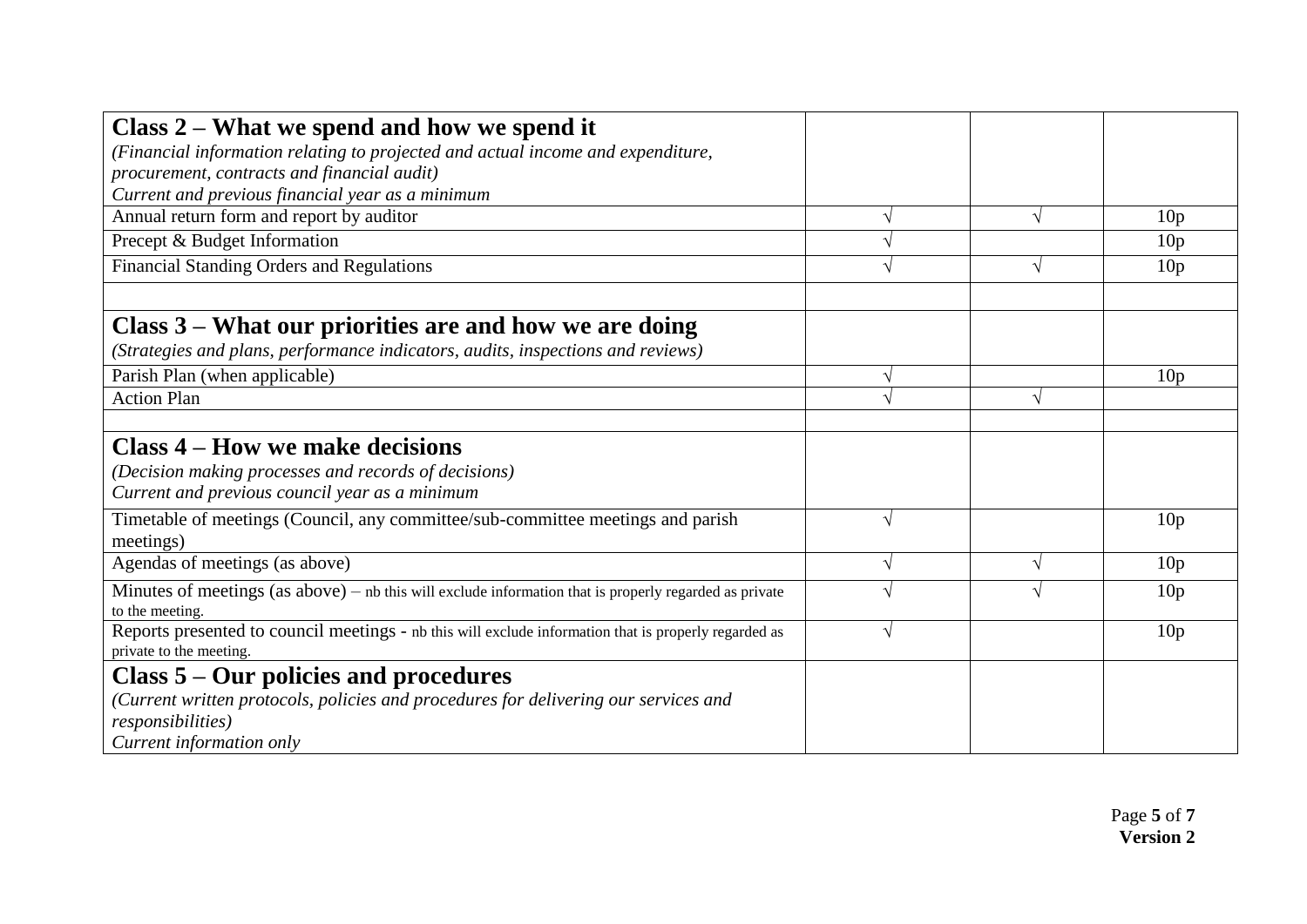| | | | |
|---|---|---|---|
| **Class 2 – What we spend and how we spend it**<br>*(Financial information relating to projected and actual income and expenditure, procurement, contracts and financial audit)*<br>*Current and previous financial year as a minimum* | | | |
| Annual return form and report by auditor | √ | √ | 10p |
| Precept & Budget Information | √ | | 10p |
| Financial Standing Orders and Regulations | √ | √ | 10p |
| | | | |
| **Class 3 – What our priorities are and how we are doing**<br>*(Strategies and plans, performance indicators, audits, inspections and reviews)* | | | |
| Parish Plan (when applicable) | √ | | 10p |
| Action Plan | √ | √ | |
| | | | |
| **Class 4 – How we make decisions**<br>*(Decision making processes and records of decisions)*<br>*Current and previous council year as a minimum* | | | |
| Timetable of meetings (Council, any committee/sub-committee meetings and parish meetings) | √ | | 10p |
| Agendas of meetings (as above) | √ | √ | 10p |
| Minutes of meetings (as above) – nb this will exclude information that is properly regarded as private to the meeting. | √ | √ | 10p |
| Reports presented to council meetings - nb this will exclude information that is properly regarded as private to the meeting. | √ | | 10p |
| **Class 5 – Our policies and procedures**<br>*(Current written protocols, policies and procedures for delivering our services and responsibilities)*<br>*Current information only* | | | |

**Version 2**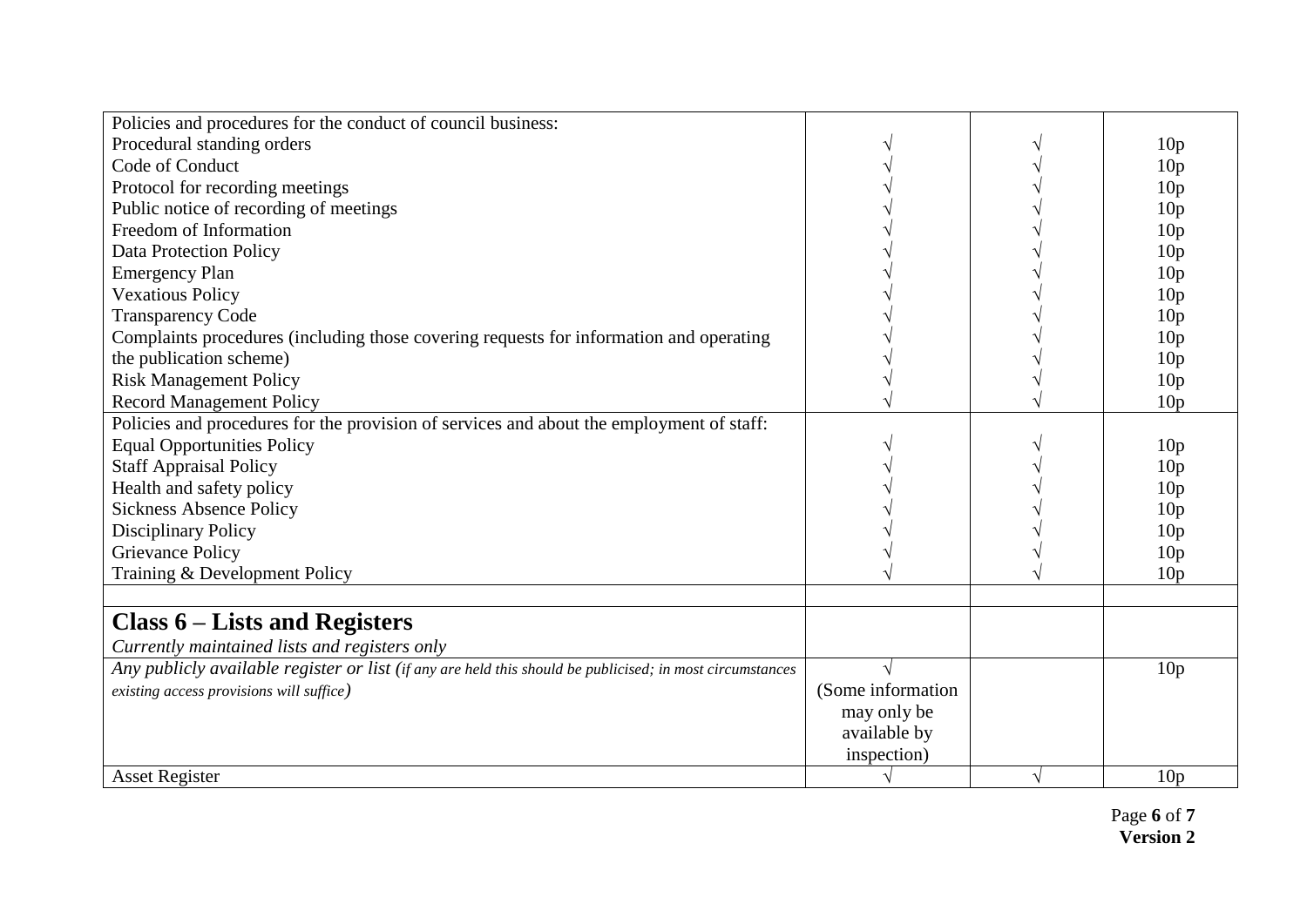| | | | |
|---|---|---|---|
| Policies and procedures for the conduct of council business: | | | |
| Procedural standing orders | √ | √ | 10p |
| Code of Conduct | √ | √ | 10p |
| Protocol for recording meetings | √ | √ | 10p |
| Public notice of recording of meetings | √ | √ | 10p |
| Freedom of Information | √ | √ | 10p |
| Data Protection Policy | √ | √ | 10p |
| Emergency Plan | √ | √ | 10p |
| Vexatious Policy | √ | √ | 10p |
| Transparency Code | √ | √ | 10p |
| Complaints procedures (including those covering requests for information and operating | √ | √ | 10p |
| the publication scheme) | √ | √ | 10p |
| Risk Management Policy | √ | √ | 10p |
| Record Management Policy | √ | √ | 10p |
| Policies and procedures for the provision of services and about the employment of staff: | | | |
| Equal Opportunities Policy | √ | √ | 10p |
| Staff Appraisal Policy | √ | √ | 10p |
| Health and safety policy | √ | √ | 10p |
| Sickness Absence Policy | √ | √ | 10p |
| Disciplinary Policy | √ | √ | 10p |
| Grievance Policy | √ | √ | 10p |
| Training & Development Policy | √ | √ | 10p |
| | | | |
| **Class 6 – Lists and Registers**<br>*Currently maintained lists and registers only* | | | |
| *Any publicly available register or list (if any are held this should be publicised; in most circumstances existing access provisions will suffice)* | √<br>(Some information may only be available by inspection) | | 10p |
| Asset Register | √ | √ | 10p |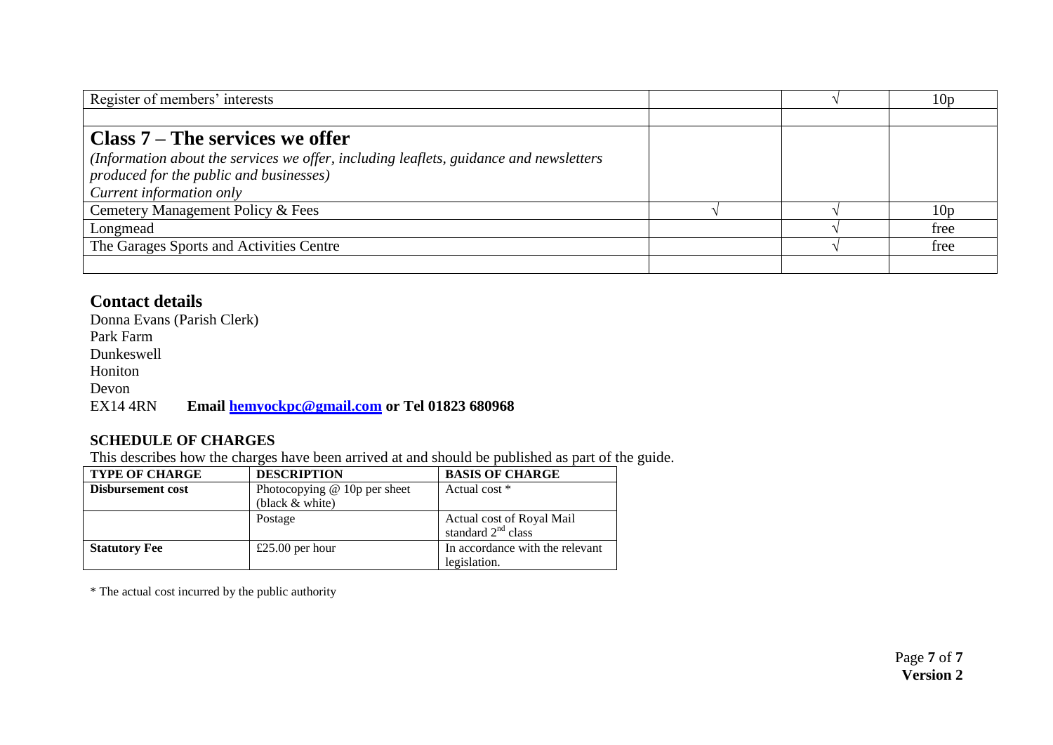| | | | |
|---|---|---|---|
| Register of members' interests | | √ | 10p |
| | | | |
| **Class 7 – The services we offer** *(Information about the services we offer, including leaflets, guidance and newsletters produced for the public and businesses)* *Current information only* | | | |
| Cemetery Management Policy & Fees | √ | √ | 10p |
| Longmead | | √ | free |
| The Garages Sports and Activities Centre | | √ | free |
| | | | |

## Contact details

Donna Evans (Parish Clerk)
Park Farm
Dunkeswell
Honiton
Devon
EX14 4RN **Email hemyockpc@gmail.com or Tel 01823 680968**

### SCHEDULE OF CHARGES

This describes how the charges have been arrived at and should be published as part of the guide.

| TYPE OF CHARGE | DESCRIPTION | BASIS OF CHARGE |
|---|---|---|
| **Disbursement cost** | Photocopying @ 10p per sheet (black & white) | Actual cost * |
| | Postage | Actual cost of Royal Mail standard 2nd class |
| **Statutory Fee** | £25.00 per hour | In accordance with the relevant legislation. |

* The actual cost incurred by the public authority

**Version 2**